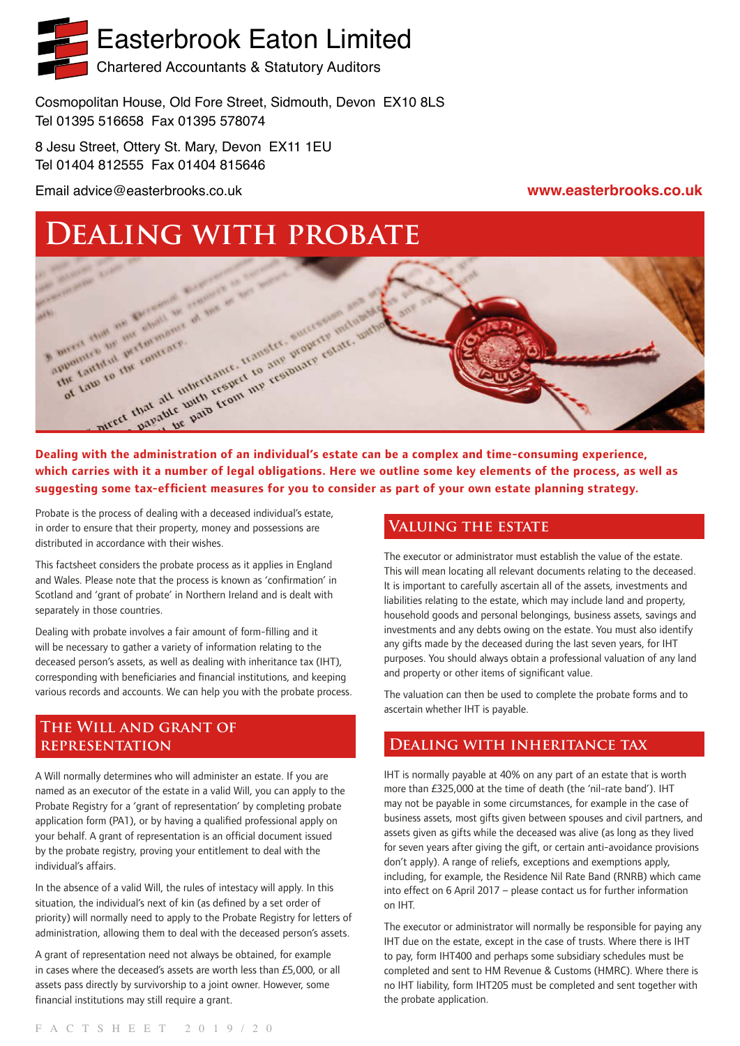# Easterbrook Eaton Limited

Chartered Accountants & Statutory Auditors

Cosmopolitan House, Old Fore Street, Sidmouth, Devon EX10 8LS
Tel 01395 516658 Fax 01395 578074

8 Jesu Street, Ottery St. Mary, Devon EX11 1EU
Tel 01404 812555 Fax 01404 815646

Email advice@easterbrooks.co.uk

**www.easterbrooks.co.uk**

# Dealing with probate

**Dealing with the administration of an individual's estate can be a complex and time-consuming experience, which carries with it a number of legal obligations. Here we outline some key elements of the process, as well as suggesting some tax-efficient measures for you to consider as part of your own estate planning strategy.**

Probate is the process of dealing with a deceased individual's estate, in order to ensure that their property, money and possessions are distributed in accordance with their wishes.

This factsheet considers the probate process as it applies in England and Wales. Please note that the process is known as 'confirmation' in Scotland and 'grant of probate' in Northern Ireland and is dealt with separately in those countries.

Dealing with probate involves a fair amount of form-filling and it will be necessary to gather a variety of information relating to the deceased person's assets, as well as dealing with inheritance tax (IHT), corresponding with beneficiaries and financial institutions, and keeping various records and accounts. We can help you with the probate process.

## The Will and grant of representation

A Will normally determines who will administer an estate. If you are named as an executor of the estate in a valid Will, you can apply to the Probate Registry for a 'grant of representation' by completing probate application form (PA1), or by having a qualified professional apply on your behalf. A grant of representation is an official document issued by the probate registry, proving your entitlement to deal with the individual's affairs.

In the absence of a valid Will, the rules of intestacy will apply. In this situation, the individual's next of kin (as defined by a set order of priority) will normally need to apply to the Probate Registry for letters of administration, allowing them to deal with the deceased person's assets.

A grant of representation need not always be obtained, for example in cases where the deceased's assets are worth less than £5,000, or all assets pass directly by survivorship to a joint owner. However, some financial institutions may still require a grant.

## Valuing the estate

The executor or administrator must establish the value of the estate. This will mean locating all relevant documents relating to the deceased. It is important to carefully ascertain all of the assets, investments and liabilities relating to the estate, which may include land and property, household goods and personal belongings, business assets, savings and investments and any debts owing on the estate. You must also identify any gifts made by the deceased during the last seven years, for IHT purposes. You should always obtain a professional valuation of any land and property or other items of significant value.

The valuation can then be used to complete the probate forms and to ascertain whether IHT is payable.

## Dealing with inheritance tax

IHT is normally payable at 40% on any part of an estate that is worth more than £325,000 at the time of death (the 'nil-rate band'). IHT may not be payable in some circumstances, for example in the case of business assets, most gifts given between spouses and civil partners, and assets given as gifts while the deceased was alive (as long as they lived for seven years after giving the gift, or certain anti-avoidance provisions don't apply). A range of reliefs, exceptions and exemptions apply, including, for example, the Residence Nil Rate Band (RNRB) which came into effect on 6 April 2017 – please contact us for further information on IHT.

The executor or administrator will normally be responsible for paying any IHT due on the estate, except in the case of trusts. Where there is IHT to pay, form IHT400 and perhaps some subsidiary schedules must be completed and sent to HM Revenue & Customs (HMRC). Where there is no IHT liability, form IHT205 must be completed and sent together with the probate application.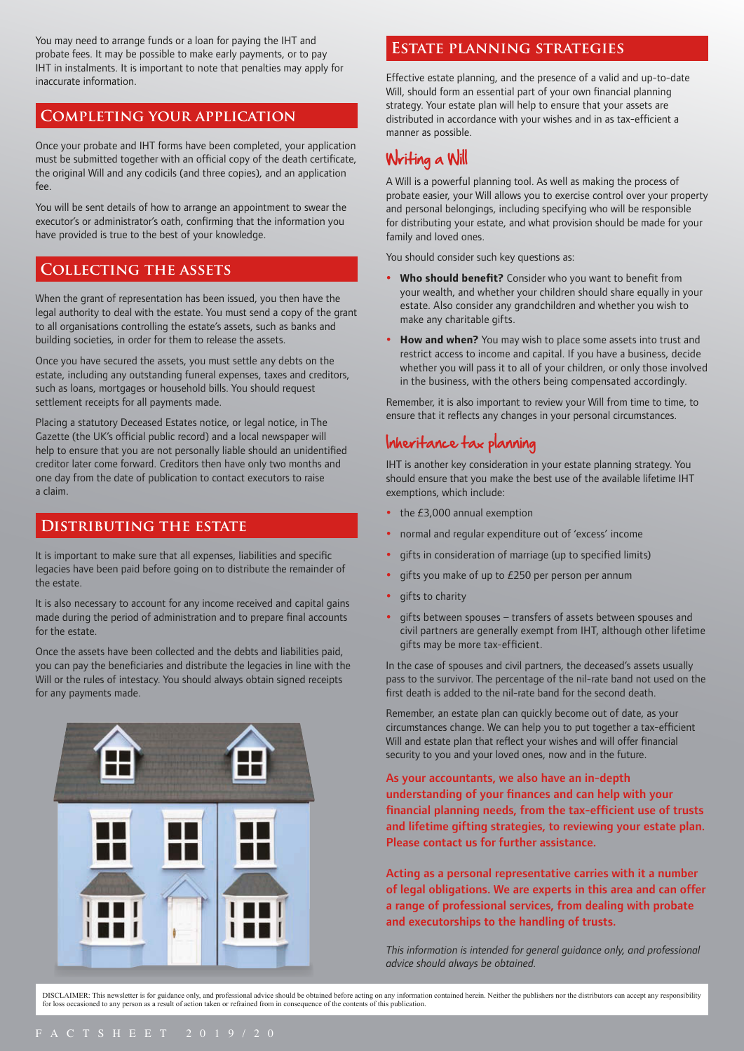You may need to arrange funds or a loan for paying the IHT and probate fees. It may be possible to make early payments, or to pay IHT in instalments. It is important to note that penalties may apply for inaccurate information.

## Completing your application

Once your probate and IHT forms have been completed, your application must be submitted together with an official copy of the death certificate, the original Will and any codicils (and three copies), and an application fee.

You will be sent details of how to arrange an appointment to swear the executor's or administrator's oath, confirming that the information you have provided is true to the best of your knowledge.

## Collecting the assets

When the grant of representation has been issued, you then have the legal authority to deal with the estate. You must send a copy of the grant to all organisations controlling the estate's assets, such as banks and building societies, in order for them to release the assets.

Once you have secured the assets, you must settle any debts on the estate, including any outstanding funeral expenses, taxes and creditors, such as loans, mortgages or household bills. You should request settlement receipts for all payments made.

Placing a statutory Deceased Estates notice, or legal notice, in The Gazette (the UK's official public record) and a local newspaper will help to ensure that you are not personally liable should an unidentified creditor later come forward. Creditors then have only two months and one day from the date of publication to contact executors to raise a claim.

## Distributing the estate

It is important to make sure that all expenses, liabilities and specific legacies have been paid before going on to distribute the remainder of the estate.

It is also necessary to account for any income received and capital gains made during the period of administration and to prepare final accounts for the estate.

Once the assets have been collected and the debts and liabilities paid, you can pay the beneficiaries and distribute the legacies in line with the Will or the rules of intestacy. You should always obtain signed receipts for any payments made.

## Estate planning strategies

Effective estate planning, and the presence of a valid and up-to-date Will, should form an essential part of your own financial planning strategy. Your estate plan will help to ensure that your assets are distributed in accordance with your wishes and in as tax-efficient a manner as possible.

### Writing a Will

A Will is a powerful planning tool. As well as making the process of probate easier, your Will allows you to exercise control over your property and personal belongings, including specifying who will be responsible for distributing your estate, and what provision should be made for your family and loved ones.

You should consider such key questions as:

- **Who should benefit?** Consider who you want to benefit from your wealth, and whether your children should share equally in your estate. Also consider any grandchildren and whether you wish to make any charitable gifts.
- **How and when?** You may wish to place some assets into trust and restrict access to income and capital. If you have a business, decide whether you will pass it to all of your children, or only those involved in the business, with the others being compensated accordingly.

Remember, it is also important to review your Will from time to time, to ensure that it reflects any changes in your personal circumstances.

### Inheritance tax planning

IHT is another key consideration in your estate planning strategy. You should ensure that you make the best use of the available lifetime IHT exemptions, which include:

- the £3,000 annual exemption
- normal and regular expenditure out of 'excess' income
- gifts in consideration of marriage (up to specified limits)
- gifts you make of up to £250 per person per annum
- gifts to charity
- gifts between spouses – transfers of assets between spouses and civil partners are generally exempt from IHT, although other lifetime gifts may be more tax-efficient.

In the case of spouses and civil partners, the deceased's assets usually pass to the survivor. The percentage of the nil-rate band not used on the first death is added to the nil-rate band for the second death.

Remember, an estate plan can quickly become out of date, as your circumstances change. We can help you to put together a tax-efficient Will and estate plan that reflect your wishes and will offer financial security to you and your loved ones, now and in the future.

**As your accountants, we also have an in-depth understanding of your finances and can help with your financial planning needs, from the tax-efficient use of trusts and lifetime gifting strategies, to reviewing your estate plan. Please contact us for further assistance.**

**Acting as a personal representative carries with it a number of legal obligations. We are experts in this area and can offer a range of professional services, from dealing with probate and executorships to the handling of trusts.**

*This information is intended for general guidance only, and professional advice should always be obtained.*

DISCLAIMER: This newsletter is for guidance only, and professional advice should be obtained before acting on any information contained herein. Neither the publishers nor the distributors can accept any responsibility for loss occasioned to any person as a result of action taken or refrained from in consequence of the contents of this publication.